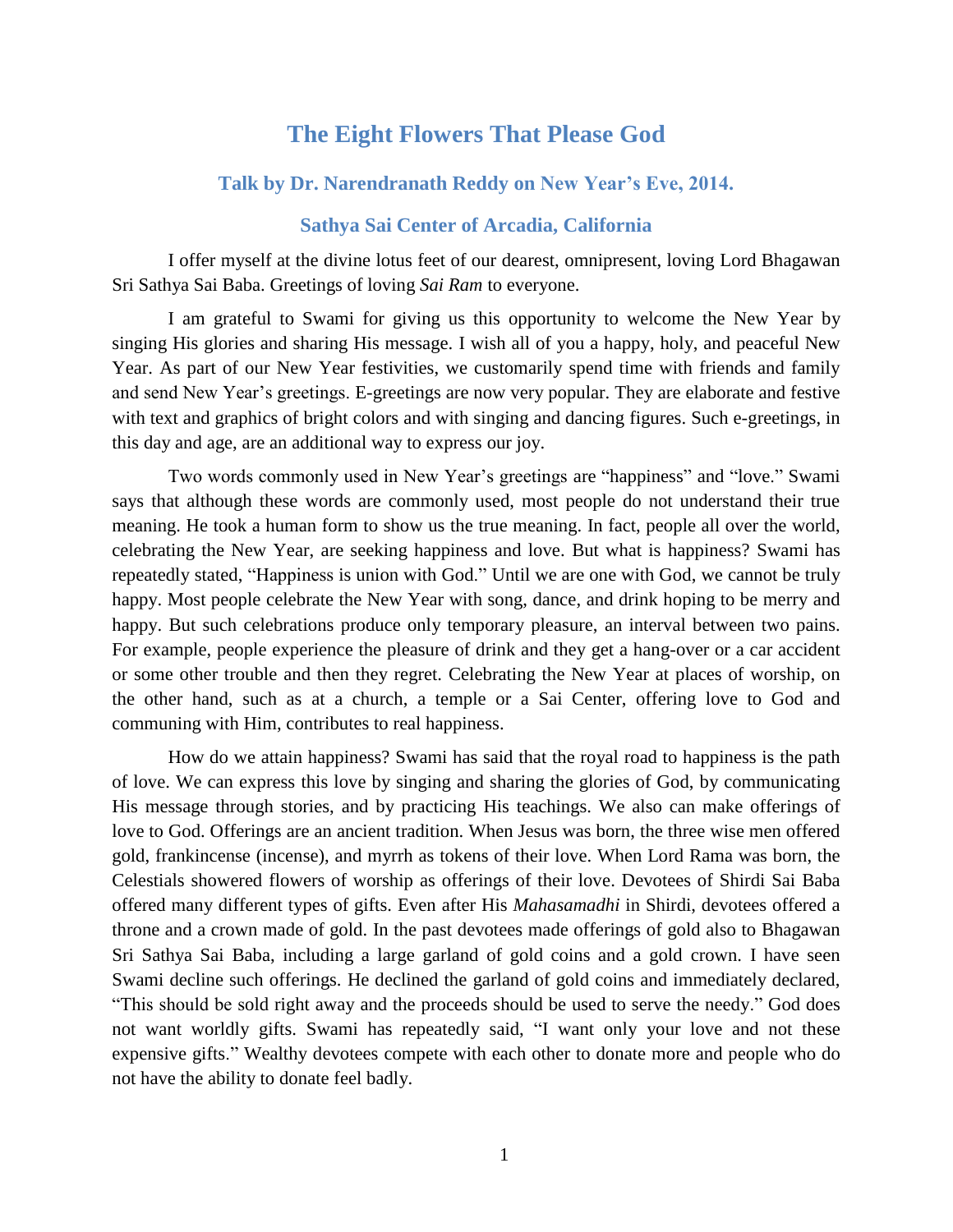# The Eight Flowers That Please God

### Talk by Dr. Narendranath Reddy on New Year's Eve, 2014.

### Sathya Sai Center of Arcadia, California

I offer myself at the divine lotus feet of our dearest, omnipresent, loving Lord Bhagawan Sri Sathya Sai Baba. Greetings of loving *Sai Ram* to everyone.

I am grateful to Swami for giving us this opportunity to welcome the New Year by singing His glories and sharing His message. I wish all of you a happy, holy, and peaceful New Year. As part of our New Year festivities, we customarily spend time with friends and family and send New Year's greetings. E-greetings are now very popular. They are elaborate and festive with text and graphics of bright colors and with singing and dancing figures. Such e-greetings, in this day and age, are an additional way to express our joy.

Two words commonly used in New Year's greetings are "happiness" and "love." Swami says that although these words are commonly used, most people do not understand their true meaning. He took a human form to show us the true meaning. In fact, people all over the world, celebrating the New Year, are seeking happiness and love. But what is happiness? Swami has repeatedly stated, "Happiness is union with God." Until we are one with God, we cannot be truly happy. Most people celebrate the New Year with song, dance, and drink hoping to be merry and happy. But such celebrations produce only temporary pleasure, an interval between two pains. For example, people experience the pleasure of drink and they get a hang-over or a car accident or some other trouble and then they regret. Celebrating the New Year at places of worship, on the other hand, such as at a church, a temple or a Sai Center, offering love to God and communing with Him, contributes to real happiness.

How do we attain happiness? Swami has said that the royal road to happiness is the path of love. We can express this love by singing and sharing the glories of God, by communicating His message through stories, and by practicing His teachings. We also can make offerings of love to God. Offerings are an ancient tradition. When Jesus was born, the three wise men offered gold, frankincense (incense), and myrrh as tokens of their love. When Lord Rama was born, the Celestials showered flowers of worship as offerings of their love. Devotees of Shirdi Sai Baba offered many different types of gifts. Even after His *Mahasamadhi* in Shirdi, devotees offered a throne and a crown made of gold. In the past devotees made offerings of gold also to Bhagawan Sri Sathya Sai Baba, including a large garland of gold coins and a gold crown. I have seen Swami decline such offerings. He declined the garland of gold coins and immediately declared, "This should be sold right away and the proceeds should be used to serve the needy." God does not want worldly gifts. Swami has repeatedly said, "I want only your love and not these expensive gifts." Wealthy devotees compete with each other to donate more and people who do not have the ability to donate feel badly.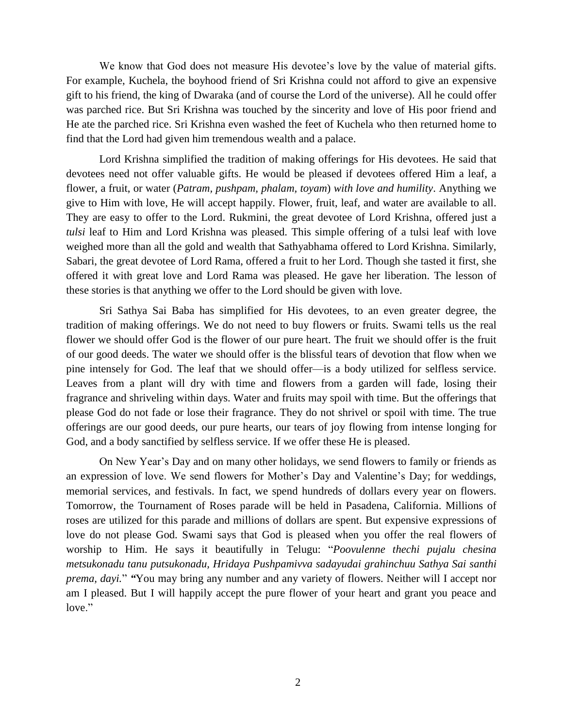We know that God does not measure His devotee's love by the value of material gifts. For example, Kuchela, the boyhood friend of Sri Krishna could not afford to give an expensive gift to his friend, the king of Dwaraka (and of course the Lord of the universe). All he could offer was parched rice. But Sri Krishna was touched by the sincerity and love of His poor friend and He ate the parched rice. Sri Krishna even washed the feet of Kuchela who then returned home to find that the Lord had given him tremendous wealth and a palace.

Lord Krishna simplified the tradition of making offerings for His devotees. He said that devotees need not offer valuable gifts. He would be pleased if devotees offered Him a leaf, a flower, a fruit, or water (*Patram, pushpam, phalam, toyam*) *with love and humility*. Anything we give to Him with love, He will accept happily. Flower, fruit, leaf, and water are available to all. They are easy to offer to the Lord. Rukmini, the great devotee of Lord Krishna, offered just a *tulsi* leaf to Him and Lord Krishna was pleased. This simple offering of a tulsi leaf with love weighed more than all the gold and wealth that Sathyabhama offered to Lord Krishna. Similarly, Sabari, the great devotee of Lord Rama, offered a fruit to her Lord. Though she tasted it first, she offered it with great love and Lord Rama was pleased. He gave her liberation. The lesson of these stories is that anything we offer to the Lord should be given with love.

Sri Sathya Sai Baba has simplified for His devotees, to an even greater degree, the tradition of making offerings. We do not need to buy flowers or fruits. Swami tells us the real flower we should offer God is the flower of our pure heart. The fruit we should offer is the fruit of our good deeds. The water we should offer is the blissful tears of devotion that flow when we pine intensely for God. The leaf that we should offer—is a body utilized for selfless service. Leaves from a plant will dry with time and flowers from a garden will fade, losing their fragrance and shriveling within days. Water and fruits may spoil with time. But the offerings that please God do not fade or lose their fragrance. They do not shrivel or spoil with time. The true offerings are our good deeds, our pure hearts, our tears of joy flowing from intense longing for God, and a body sanctified by selfless service. If we offer these He is pleased.

On New Year's Day and on many other holidays, we send flowers to family or friends as an expression of love. We send flowers for Mother's Day and Valentine's Day; for weddings, memorial services, and festivals. In fact, we spend hundreds of dollars every year on flowers. Tomorrow, the Tournament of Roses parade will be held in Pasadena, California. Millions of roses are utilized for this parade and millions of dollars are spent. But expensive expressions of love do not please God. Swami says that God is pleased when you offer the real flowers of worship to Him. He says it beautifully in Telugu: "*Poovulenne thechi pujalu chesina metsukonadu tanu putsukonadu, Hridaya Pushpamivva sadayudai grahinchuu Sathya Sai santhi prema, dayi.*" **"**You may bring any number and any variety of flowers. Neither will I accept nor am I pleased. But I will happily accept the pure flower of your heart and grant you peace and love."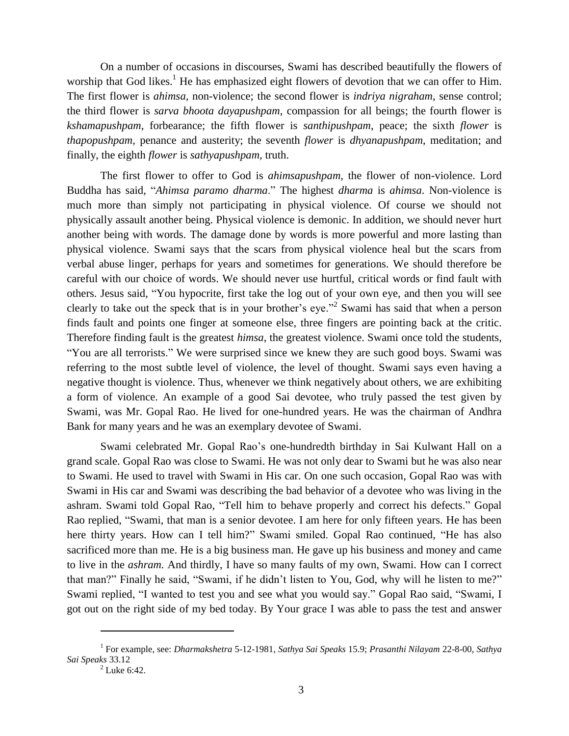On a number of occasions in discourses, Swami has described beautifully the flowers of worship that God likes.[1] He has emphasized eight flowers of devotion that we can offer to Him. The first flower is *ahimsa,* non-violence; the second flower is *indriya nigraham*, sense control; the third flower is *sarva bhoota dayapushpam*, compassion for all beings; the fourth flower is *kshamapushpam*, forbearance; the fifth flower is *santhipushpam*, peace; the sixth *flower* is *thapopushpam*, penance and austerity; the seventh *flower* is *dhyanapushpam*, meditation; and finally, the eighth *flower* is *sathyapushpam*, truth.

The first flower to offer to God is *ahimsapushpam,* the flower of non-violence. Lord Buddha has said, "*Ahimsa paramo dharma*." The highest *dharma* is *ahimsa*. Non-violence is much more than simply not participating in physical violence. Of course we should not physically assault another being. Physical violence is demonic. In addition, we should never hurt another being with words. The damage done by words is more powerful and more lasting than physical violence. Swami says that the scars from physical violence heal but the scars from verbal abuse linger, perhaps for years and sometimes for generations. We should therefore be careful with our choice of words. We should never use hurtful, critical words or find fault with others. Jesus said, "You hypocrite, first take the log out of your own eye, and then you will see clearly to take out the speck that is in your brother's eye."[2] Swami has said that when a person finds fault and points one finger at someone else, three fingers are pointing back at the critic. Therefore finding fault is the greatest *himsa*, the greatest violence. Swami once told the students, "You are all terrorists." We were surprised since we knew they are such good boys. Swami was referring to the most subtle level of violence, the level of thought. Swami says even having a negative thought is violence. Thus, whenever we think negatively about others, we are exhibiting a form of violence. An example of a good Sai devotee, who truly passed the test given by Swami, was Mr. Gopal Rao. He lived for one-hundred years. He was the chairman of Andhra Bank for many years and he was an exemplary devotee of Swami.

Swami celebrated Mr. Gopal Rao's one-hundredth birthday in Sai Kulwant Hall on a grand scale. Gopal Rao was close to Swami. He was not only dear to Swami but he was also near to Swami. He used to travel with Swami in His car. On one such occasion, Gopal Rao was with Swami in His car and Swami was describing the bad behavior of a devotee who was living in the ashram. Swami told Gopal Rao, "Tell him to behave properly and correct his defects." Gopal Rao replied, "Swami, that man is a senior devotee. I am here for only fifteen years. He has been here thirty years. How can I tell him?" Swami smiled. Gopal Rao continued, "He has also sacrificed more than me. He is a big business man. He gave up his business and money and came to live in the *ashram.* And thirdly, I have so many faults of my own, Swami. How can I correct that man?" Finally he said, "Swami, if he didn't listen to You, God, why will he listen to me?" Swami replied, "I wanted to test you and see what you would say." Gopal Rao said, "Swami, I got out on the right side of my bed today. By Your grace I was able to pass the test and answer

---

[1] For example, see: *Dharmakshetra* 5-12-1981, *Sathya Sai Speaks* 15.9; *Prasanthi Nilayam* 22-8-00, *Sathya Sai Speaks* 33.12

[2] Luke 6:42.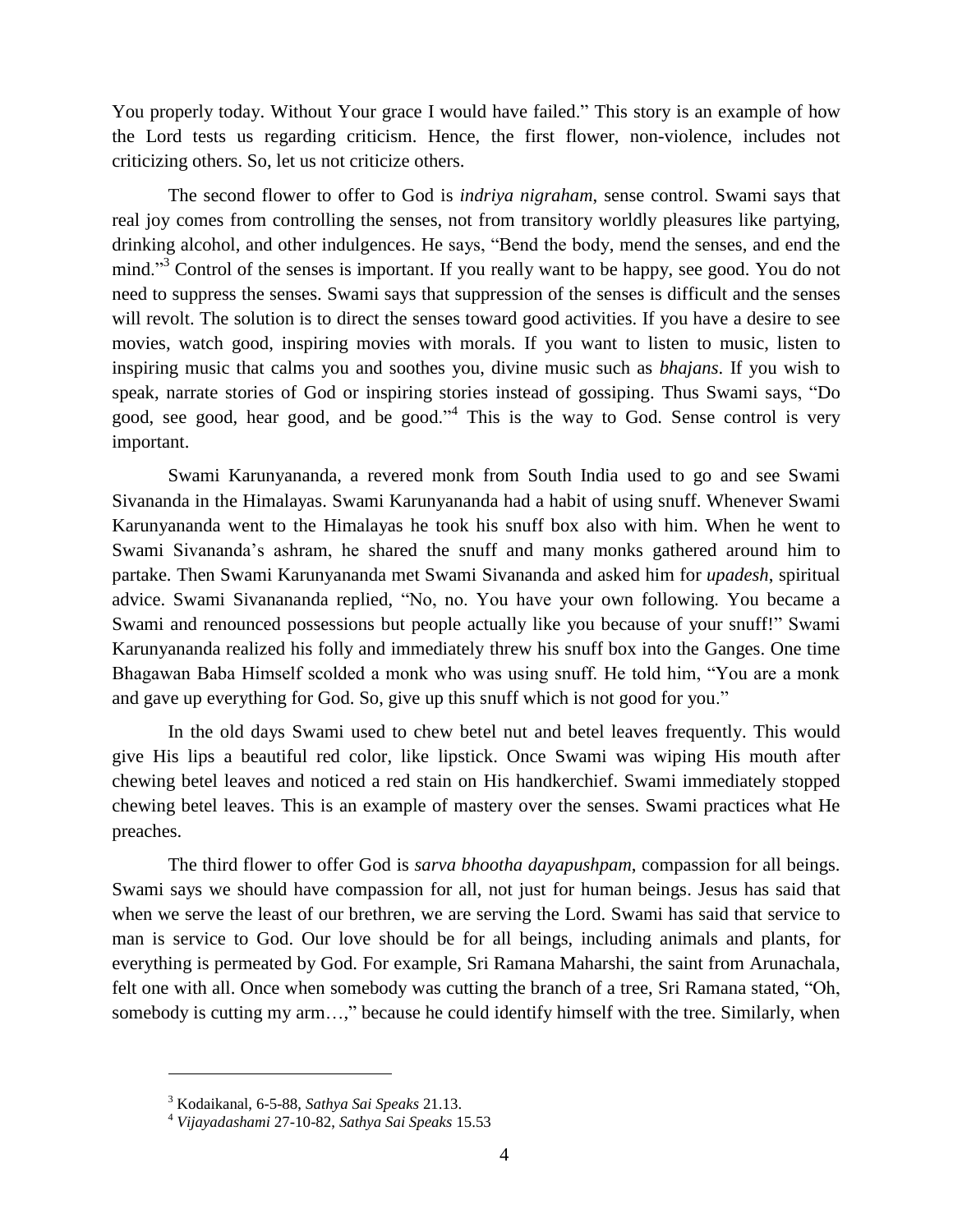You properly today. Without Your grace I would have failed." This story is an example of how the Lord tests us regarding criticism. Hence, the first flower, non-violence, includes not criticizing others. So, let us not criticize others.

The second flower to offer to God is *indriya nigraham*, sense control. Swami says that real joy comes from controlling the senses, not from transitory worldly pleasures like partying, drinking alcohol, and other indulgences. He says, "Bend the body, mend the senses, and end the mind."[3] Control of the senses is important. If you really want to be happy, see good. You do not need to suppress the senses. Swami says that suppression of the senses is difficult and the senses will revolt. The solution is to direct the senses toward good activities. If you have a desire to see movies, watch good, inspiring movies with morals. If you want to listen to music, listen to inspiring music that calms you and soothes you, divine music such as *bhajans*. If you wish to speak, narrate stories of God or inspiring stories instead of gossiping. Thus Swami says, "Do good, see good, hear good, and be good."[4] This is the way to God. Sense control is very important.

Swami Karunyananda, a revered monk from South India used to go and see Swami Sivananda in the Himalayas. Swami Karunyananda had a habit of using snuff. Whenever Swami Karunyananda went to the Himalayas he took his snuff box also with him. When he went to Swami Sivananda's ashram, he shared the snuff and many monks gathered around him to partake. Then Swami Karunyananda met Swami Sivananda and asked him for *upadesh*, spiritual advice. Swami Sivanananda replied, "No, no. You have your own following. You became a Swami and renounced possessions but people actually like you because of your snuff!" Swami Karunyananda realized his folly and immediately threw his snuff box into the Ganges. One time Bhagawan Baba Himself scolded a monk who was using snuff. He told him, "You are a monk and gave up everything for God. So, give up this snuff which is not good for you."

In the old days Swami used to chew betel nut and betel leaves frequently. This would give His lips a beautiful red color, like lipstick. Once Swami was wiping His mouth after chewing betel leaves and noticed a red stain on His handkerchief. Swami immediately stopped chewing betel leaves. This is an example of mastery over the senses. Swami practices what He preaches.

The third flower to offer God is *sarva bhootha dayapushpam*, compassion for all beings. Swami says we should have compassion for all, not just for human beings. Jesus has said that when we serve the least of our brethren, we are serving the Lord. Swami has said that service to man is service to God. Our love should be for all beings, including animals and plants, for everything is permeated by God. For example, Sri Ramana Maharshi, the saint from Arunachala, felt one with all. Once when somebody was cutting the branch of a tree, Sri Ramana stated, "Oh, somebody is cutting my arm…," because he could identify himself with the tree. Similarly, when

---

[3] Kodaikanal, 6-5-88, *Sathya Sai Speaks* 21.13.

[4] *Vijayadashami* 27-10-82, *Sathya Sai Speaks* 15.53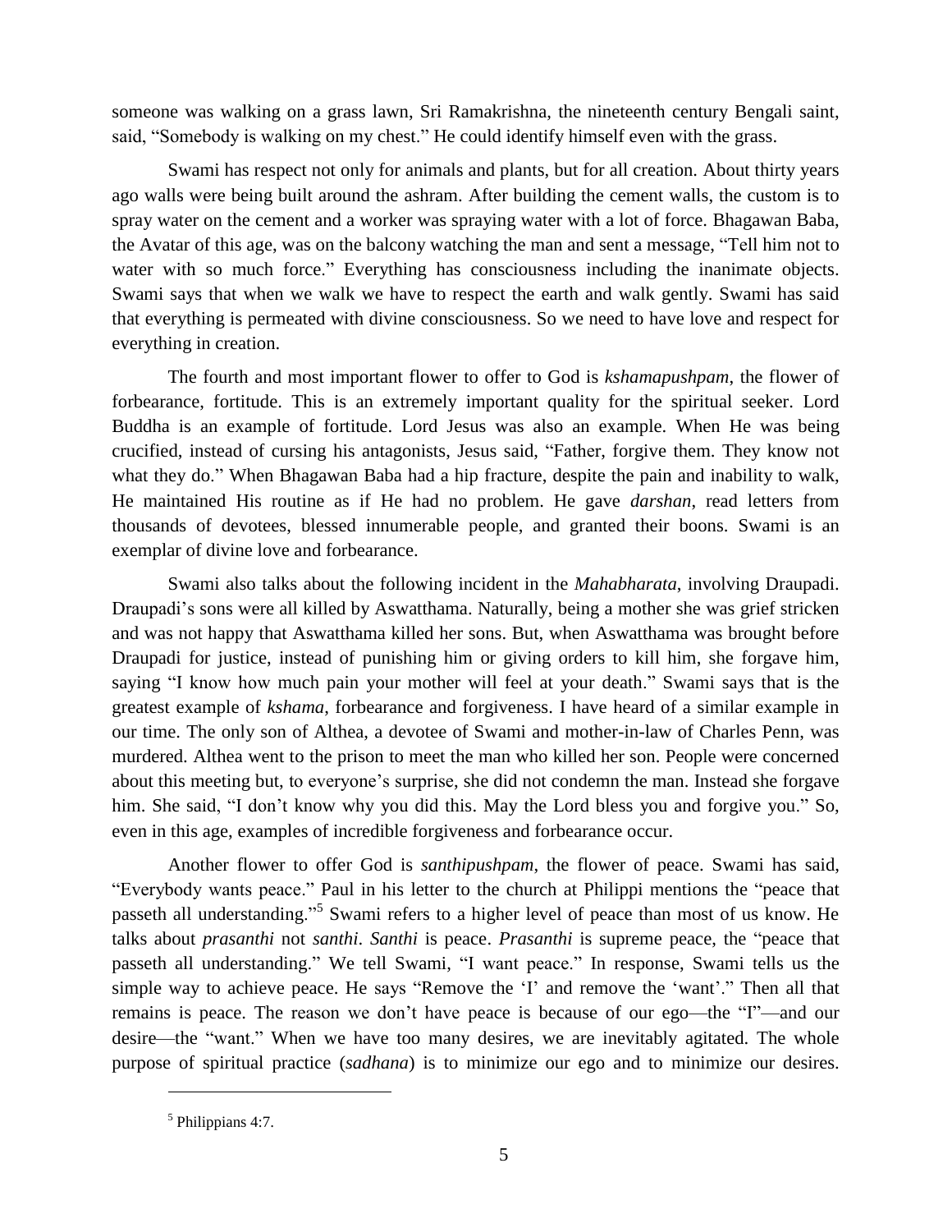someone was walking on a grass lawn, Sri Ramakrishna, the nineteenth century Bengali saint, said, "Somebody is walking on my chest." He could identify himself even with the grass.

Swami has respect not only for animals and plants, but for all creation. About thirty years ago walls were being built around the ashram. After building the cement walls, the custom is to spray water on the cement and a worker was spraying water with a lot of force. Bhagawan Baba, the Avatar of this age, was on the balcony watching the man and sent a message, "Tell him not to water with so much force." Everything has consciousness including the inanimate objects. Swami says that when we walk we have to respect the earth and walk gently. Swami has said that everything is permeated with divine consciousness. So we need to have love and respect for everything in creation.

The fourth and most important flower to offer to God is *kshamapushpam*, the flower of forbearance, fortitude. This is an extremely important quality for the spiritual seeker. Lord Buddha is an example of fortitude. Lord Jesus was also an example. When He was being crucified, instead of cursing his antagonists, Jesus said, "Father, forgive them. They know not what they do." When Bhagawan Baba had a hip fracture, despite the pain and inability to walk, He maintained His routine as if He had no problem. He gave *darshan*, read letters from thousands of devotees, blessed innumerable people, and granted their boons. Swami is an exemplar of divine love and forbearance.

Swami also talks about the following incident in the *Mahabharata*, involving Draupadi. Draupadi's sons were all killed by Aswatthama. Naturally, being a mother she was grief stricken and was not happy that Aswatthama killed her sons. But, when Aswatthama was brought before Draupadi for justice, instead of punishing him or giving orders to kill him, she forgave him, saying "I know how much pain your mother will feel at your death." Swami says that is the greatest example of *kshama*, forbearance and forgiveness. I have heard of a similar example in our time. The only son of Althea, a devotee of Swami and mother-in-law of Charles Penn, was murdered. Althea went to the prison to meet the man who killed her son. People were concerned about this meeting but, to everyone's surprise, she did not condemn the man. Instead she forgave him. She said, "I don't know why you did this. May the Lord bless you and forgive you." So, even in this age, examples of incredible forgiveness and forbearance occur.

Another flower to offer God is *santhipushpam*, the flower of peace. Swami has said, "Everybody wants peace." Paul in his letter to the church at Philippi mentions the "peace that passeth all understanding."[5] Swami refers to a higher level of peace than most of us know. He talks about *prasanthi* not *santhi*. *Santhi* is peace. *Prasanthi* is supreme peace, the "peace that passeth all understanding." We tell Swami, "I want peace." In response, Swami tells us the simple way to achieve peace. He says "Remove the 'I' and remove the 'want'." Then all that remains is peace. The reason we don't have peace is because of our ego—the "I"—and our desire—the "want." When we have too many desires, we are inevitably agitated. The whole purpose of spiritual practice (*sadhana*) is to minimize our ego and to minimize our desires.

[5] Philippians 4:7.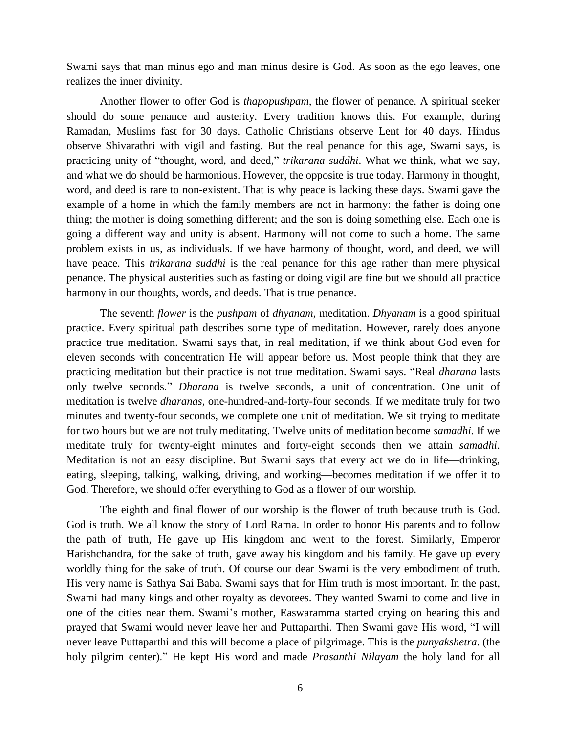Swami says that man minus ego and man minus desire is God. As soon as the ego leaves, one realizes the inner divinity.

Another flower to offer God is *thapopushpam*, the flower of penance. A spiritual seeker should do some penance and austerity. Every tradition knows this. For example, during Ramadan, Muslims fast for 30 days. Catholic Christians observe Lent for 40 days. Hindus observe Shivarathri with vigil and fasting. But the real penance for this age, Swami says, is practicing unity of "thought, word, and deed," *trikarana suddhi*. What we think, what we say, and what we do should be harmonious. However, the opposite is true today. Harmony in thought, word, and deed is rare to non-existent. That is why peace is lacking these days. Swami gave the example of a home in which the family members are not in harmony: the father is doing one thing; the mother is doing something different; and the son is doing something else. Each one is going a different way and unity is absent. Harmony will not come to such a home. The same problem exists in us, as individuals. If we have harmony of thought, word, and deed, we will have peace. This *trikarana suddhi* is the real penance for this age rather than mere physical penance. The physical austerities such as fasting or doing vigil are fine but we should all practice harmony in our thoughts, words, and deeds. That is true penance.

The seventh *flower* is the *pushpam* of *dhyanam*, meditation. *Dhyanam* is a good spiritual practice. Every spiritual path describes some type of meditation. However, rarely does anyone practice true meditation. Swami says that, in real meditation, if we think about God even for eleven seconds with concentration He will appear before us. Most people think that they are practicing meditation but their practice is not true meditation. Swami says. "Real *dharana* lasts only twelve seconds." *Dharana* is twelve seconds, a unit of concentration. One unit of meditation is twelve *dharanas*, one-hundred-and-forty-four seconds. If we meditate truly for two minutes and twenty-four seconds, we complete one unit of meditation. We sit trying to meditate for two hours but we are not truly meditating. Twelve units of meditation become *samadhi*. If we meditate truly for twenty-eight minutes and forty-eight seconds then we attain *samadhi*. Meditation is not an easy discipline. But Swami says that every act we do in life—drinking, eating, sleeping, talking, walking, driving, and working—becomes meditation if we offer it to God. Therefore, we should offer everything to God as a flower of our worship.

The eighth and final flower of our worship is the flower of truth because truth is God. God is truth. We all know the story of Lord Rama. In order to honor His parents and to follow the path of truth, He gave up His kingdom and went to the forest. Similarly, Emperor Harishchandra, for the sake of truth, gave away his kingdom and his family. He gave up every worldly thing for the sake of truth. Of course our dear Swami is the very embodiment of truth. His very name is Sathya Sai Baba. Swami says that for Him truth is most important. In the past, Swami had many kings and other royalty as devotees. They wanted Swami to come and live in one of the cities near them. Swami's mother, Easwaramma started crying on hearing this and prayed that Swami would never leave her and Puttaparthi. Then Swami gave His word, "I will never leave Puttaparthi and this will become a place of pilgrimage. This is the *punyakshetra*. (the holy pilgrim center)." He kept His word and made *Prasanthi Nilayam* the holy land for all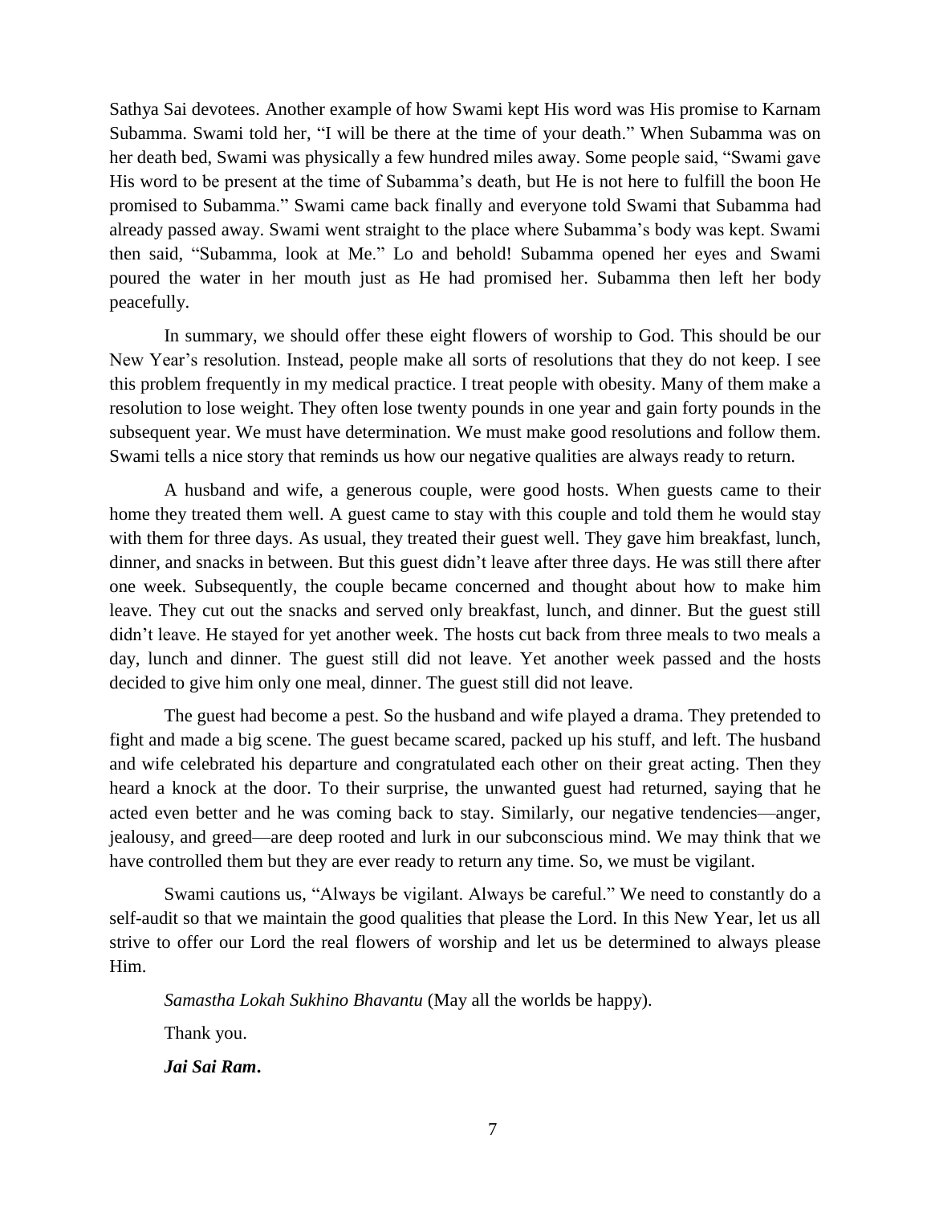Sathya Sai devotees. Another example of how Swami kept His word was His promise to Karnam Subamma. Swami told her, "I will be there at the time of your death." When Subamma was on her death bed, Swami was physically a few hundred miles away. Some people said, "Swami gave His word to be present at the time of Subamma's death, but He is not here to fulfill the boon He promised to Subamma." Swami came back finally and everyone told Swami that Subamma had already passed away. Swami went straight to the place where Subamma's body was kept. Swami then said, "Subamma, look at Me." Lo and behold! Subamma opened her eyes and Swami poured the water in her mouth just as He had promised her. Subamma then left her body peacefully.

In summary, we should offer these eight flowers of worship to God. This should be our New Year's resolution. Instead, people make all sorts of resolutions that they do not keep. I see this problem frequently in my medical practice. I treat people with obesity. Many of them make a resolution to lose weight. They often lose twenty pounds in one year and gain forty pounds in the subsequent year. We must have determination. We must make good resolutions and follow them. Swami tells a nice story that reminds us how our negative qualities are always ready to return.

A husband and wife, a generous couple, were good hosts. When guests came to their home they treated them well. A guest came to stay with this couple and told them he would stay with them for three days. As usual, they treated their guest well. They gave him breakfast, lunch, dinner, and snacks in between. But this guest didn't leave after three days. He was still there after one week. Subsequently, the couple became concerned and thought about how to make him leave. They cut out the snacks and served only breakfast, lunch, and dinner. But the guest still didn't leave. He stayed for yet another week. The hosts cut back from three meals to two meals a day, lunch and dinner. The guest still did not leave. Yet another week passed and the hosts decided to give him only one meal, dinner. The guest still did not leave.

The guest had become a pest. So the husband and wife played a drama. They pretended to fight and made a big scene. The guest became scared, packed up his stuff, and left. The husband and wife celebrated his departure and congratulated each other on their great acting. Then they heard a knock at the door. To their surprise, the unwanted guest had returned, saying that he acted even better and he was coming back to stay. Similarly, our negative tendencies—anger, jealousy, and greed—are deep rooted and lurk in our subconscious mind. We may think that we have controlled them but they are ever ready to return any time. So, we must be vigilant.

Swami cautions us, "Always be vigilant. Always be careful." We need to constantly do a self-audit so that we maintain the good qualities that please the Lord. In this New Year, let us all strive to offer our Lord the real flowers of worship and let us be determined to always please Him.

*Samastha Lokah Sukhino Bhavantu* (May all the worlds be happy).

Thank you.

***Jai Sai Ram*.**